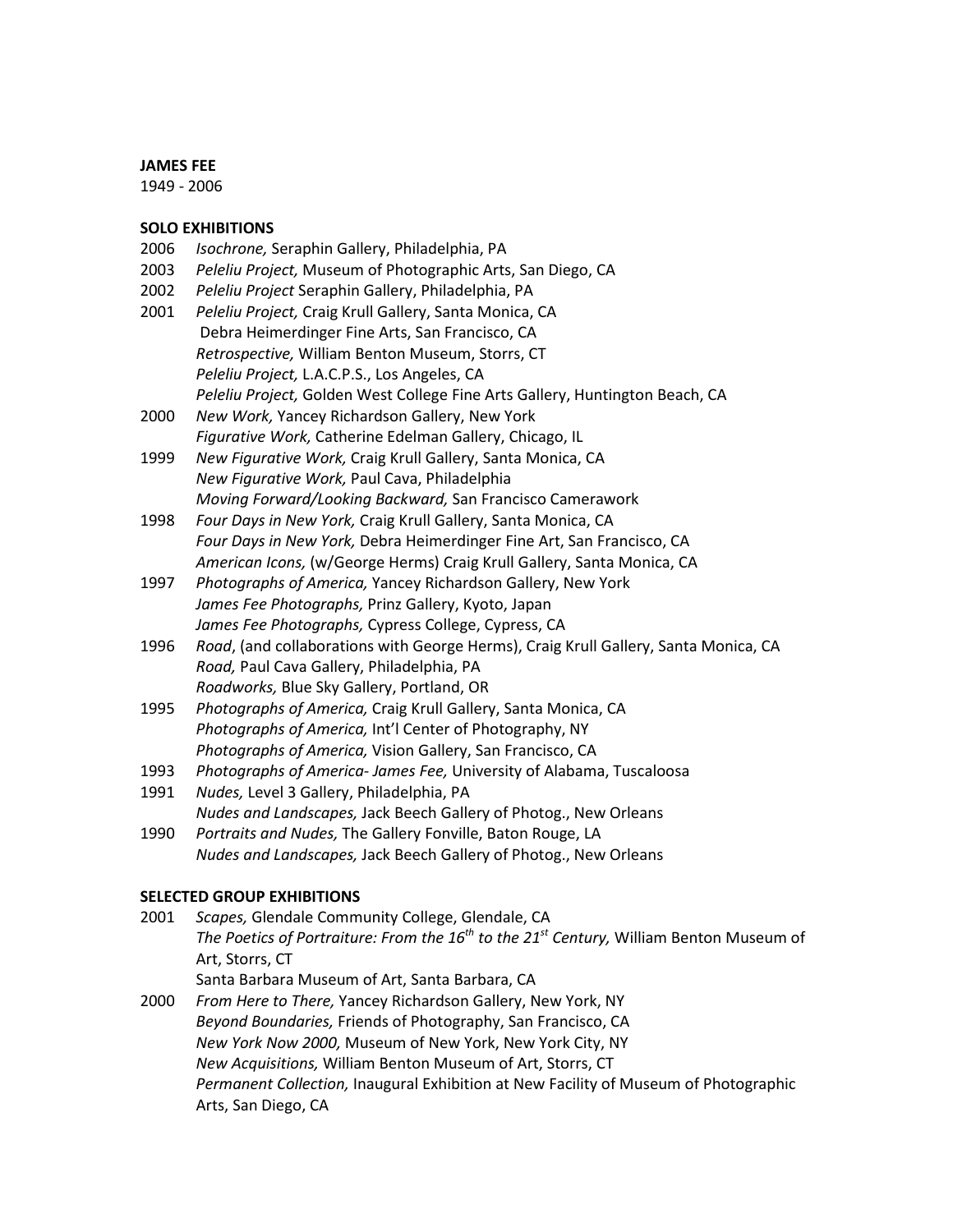**JAMES FEE**

1949 - 2006

**SOLO EXHIBITIONS**

2006 *Isochrone,* Seraphin Gallery, Philadelphia, PA

2003 *Peleliu Project,* Museum of Photographic Arts, San Diego, CA

2002 *Peleliu Project* Seraphin Gallery, Philadelphia, PA

2001 *Peleliu Project,* Craig Krull Gallery, Santa Monica, CA
Debra Heimerdinger Fine Arts, San Francisco, CA
*Retrospective,* William Benton Museum, Storrs, CT
*Peleliu Project,* L.A.C.P.S., Los Angeles, CA
*Peleliu Project,* Golden West College Fine Arts Gallery, Huntington Beach, CA

2000 *New Work,* Yancey Richardson Gallery, New York
*Figurative Work,* Catherine Edelman Gallery, Chicago, IL

1999 *New Figurative Work,* Craig Krull Gallery, Santa Monica, CA
*New Figurative Work,* Paul Cava, Philadelphia
*Moving Forward/Looking Backward,* San Francisco Camerawork

1998 *Four Days in New York,* Craig Krull Gallery, Santa Monica, CA
*Four Days in New York,* Debra Heimerdinger Fine Art, San Francisco, CA
*American Icons,* (w/George Herms) Craig Krull Gallery, Santa Monica, CA

1997 *Photographs of America,* Yancey Richardson Gallery, New York
*James Fee Photographs,* Prinz Gallery, Kyoto, Japan
*James Fee Photographs,* Cypress College, Cypress, CA

1996 *Road*, (and collaborations with George Herms), Craig Krull Gallery, Santa Monica, CA
*Road,* Paul Cava Gallery, Philadelphia, PA
*Roadworks,* Blue Sky Gallery, Portland, OR

1995 *Photographs of America,* Craig Krull Gallery, Santa Monica, CA
*Photographs of America,* Int'l Center of Photography, NY
*Photographs of America,* Vision Gallery, San Francisco, CA

1993 *Photographs of America- James Fee,* University of Alabama, Tuscaloosa

1991 *Nudes,* Level 3 Gallery, Philadelphia, PA
*Nudes and Landscapes,* Jack Beech Gallery of Photog., New Orleans

1990 *Portraits and Nudes,* The Gallery Fonville, Baton Rouge, LA
*Nudes and Landscapes,* Jack Beech Gallery of Photog., New Orleans

**SELECTED GROUP EXHIBITIONS**

2001 *Scapes,* Glendale Community College, Glendale, CA
*The Poetics of Portraiture: From the 16th to the 21st Century,* William Benton Museum of Art, Storrs, CT
Santa Barbara Museum of Art, Santa Barbara, CA

2000 *From Here to There,* Yancey Richardson Gallery, New York, NY
*Beyond Boundaries,* Friends of Photography, San Francisco, CA
*New York Now 2000,* Museum of New York, New York City, NY
*New Acquisitions,* William Benton Museum of Art, Storrs, CT
*Permanent Collection,* Inaugural Exhibition at New Facility of Museum of Photographic Arts, San Diego, CA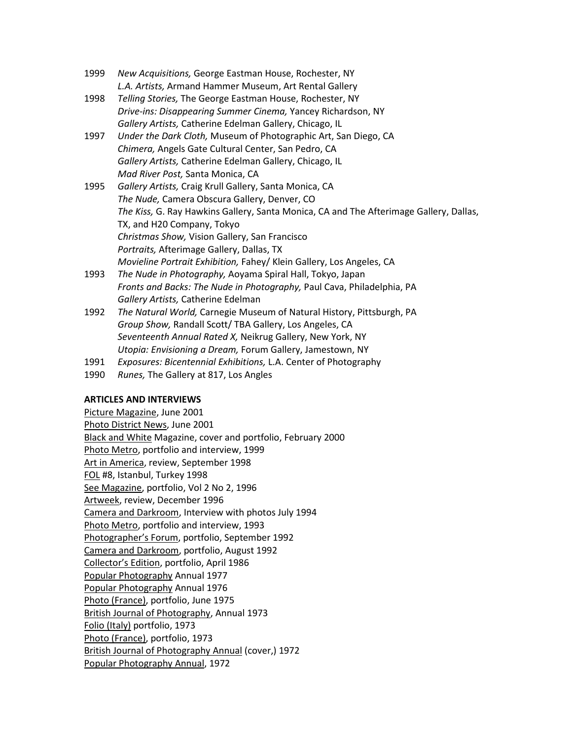1999 *New Acquisitions,* George Eastman House, Rochester, NY
*L.A. Artists,* Armand Hammer Museum, Art Rental Gallery

1998 *Telling Stories,* The George Eastman House, Rochester, NY
*Drive-ins: Disappearing Summer Cinema,* Yancey Richardson, NY
*Gallery Artists,* Catherine Edelman Gallery, Chicago, IL

1997 *Under the Dark Cloth,* Museum of Photographic Art, San Diego, CA
*Chimera,* Angels Gate Cultural Center, San Pedro, CA
*Gallery Artists,* Catherine Edelman Gallery, Chicago, IL
*Mad River Post,* Santa Monica, CA

1995 *Gallery Artists,* Craig Krull Gallery, Santa Monica, CA
*The Nude,* Camera Obscura Gallery, Denver, CO
*The Kiss,* G. Ray Hawkins Gallery, Santa Monica, CA and The Afterimage Gallery, Dallas, TX, and H20 Company, Tokyo
*Christmas Show,* Vision Gallery, San Francisco
*Portraits,* Afterimage Gallery, Dallas, TX
*Movieline Portrait Exhibition,* Fahey/ Klein Gallery, Los Angeles, CA

1993 *The Nude in Photography,* Aoyama Spiral Hall, Tokyo, Japan
*Fronts and Backs: The Nude in Photography,* Paul Cava, Philadelphia, PA
*Gallery Artists,* Catherine Edelman

1992 *The Natural World,* Carnegie Museum of Natural History, Pittsburgh, PA
*Group Show,* Randall Scott/ TBA Gallery, Los Angeles, CA
*Seventeenth Annual Rated X,* Neikrug Gallery, New York, NY
*Utopia: Envisioning a Dream,* Forum Gallery, Jamestown, NY

1991 *Exposures: Bicentennial Exhibitions,* L.A. Center of Photography

1990 *Runes,* The Gallery at 817, Los Angles

**ARTICLES AND INTERVIEWS**

Picture Magazine, June 2001
Photo District News, June 2001
Black and White Magazine, cover and portfolio, February 2000
Photo Metro, portfolio and interview, 1999
Art in America, review, September 1998
FOL #8, Istanbul, Turkey 1998
See Magazine, portfolio, Vol 2 No 2, 1996
Artweek, review, December 1996
Camera and Darkroom, Interview with photos July 1994
Photo Metro, portfolio and interview, 1993
Photographer's Forum, portfolio, September 1992
Camera and Darkroom, portfolio, August 1992
Collector's Edition, portfolio, April 1986
Popular Photography Annual 1977
Popular Photography Annual 1976
Photo (France), portfolio, June 1975
British Journal of Photography, Annual 1973
Folio (Italy) portfolio, 1973
Photo (France), portfolio, 1973
British Journal of Photography Annual (cover,) 1972
Popular Photography Annual, 1972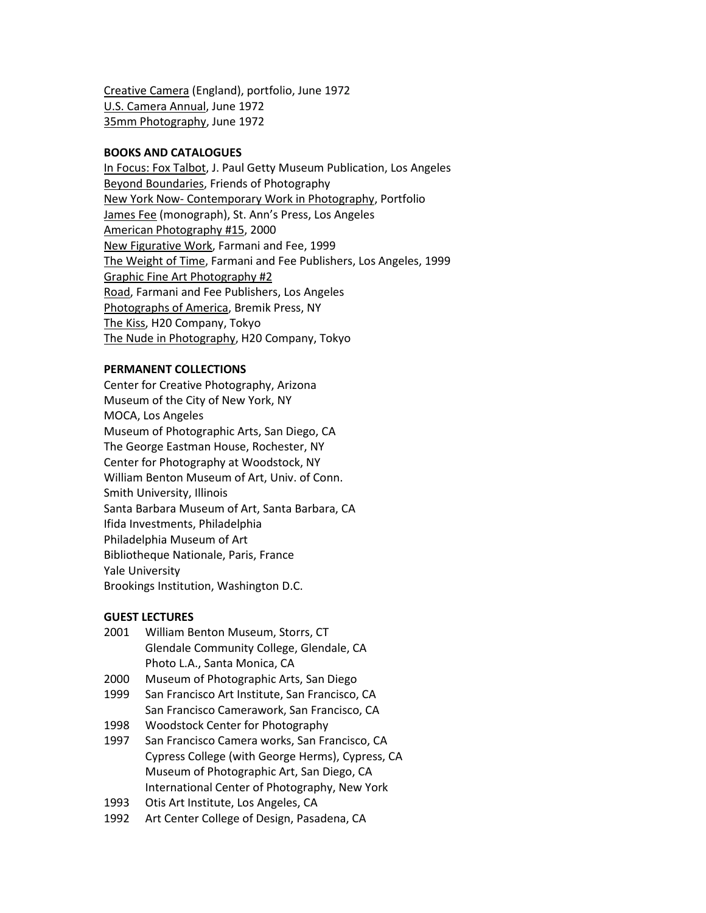Creative Camera (England), portfolio, June 1972
U.S. Camera Annual, June 1972
35mm Photography, June 1972

**BOOKS AND CATALOGUES**

In Focus: Fox Talbot, J. Paul Getty Museum Publication, Los Angeles
Beyond Boundaries, Friends of Photography
New York Now- Contemporary Work in Photography, Portfolio
James Fee (monograph), St. Ann's Press, Los Angeles
American Photography #15, 2000
New Figurative Work, Farmani and Fee, 1999
The Weight of Time, Farmani and Fee Publishers, Los Angeles, 1999
Graphic Fine Art Photography #2
Road, Farmani and Fee Publishers, Los Angeles
Photographs of America, Bremik Press, NY
The Kiss, H20 Company, Tokyo
The Nude in Photography, H20 Company, Tokyo

**PERMANENT COLLECTIONS**

Center for Creative Photography, Arizona
Museum of the City of New York, NY
MOCA, Los Angeles
Museum of Photographic Arts, San Diego, CA
The George Eastman House, Rochester, NY
Center for Photography at Woodstock, NY
William Benton Museum of Art, Univ. of Conn.
Smith University, Illinois
Santa Barbara Museum of Art, Santa Barbara, CA
Ifida Investments, Philadelphia
Philadelphia Museum of Art
Bibliotheque Nationale, Paris, France
Yale University
Brookings Institution, Washington D.C.

**GUEST LECTURES**

2001 William Benton Museum, Storrs, CT
Glendale Community College, Glendale, CA
Photo L.A., Santa Monica, CA
2000 Museum of Photographic Arts, San Diego
1999 San Francisco Art Institute, San Francisco, CA
San Francisco Camerawork, San Francisco, CA
1998 Woodstock Center for Photography
1997 San Francisco Camera works, San Francisco, CA
Cypress College (with George Herms), Cypress, CA
Museum of Photographic Art, San Diego, CA
International Center of Photography, New York
1993 Otis Art Institute, Los Angeles, CA
1992 Art Center College of Design, Pasadena, CA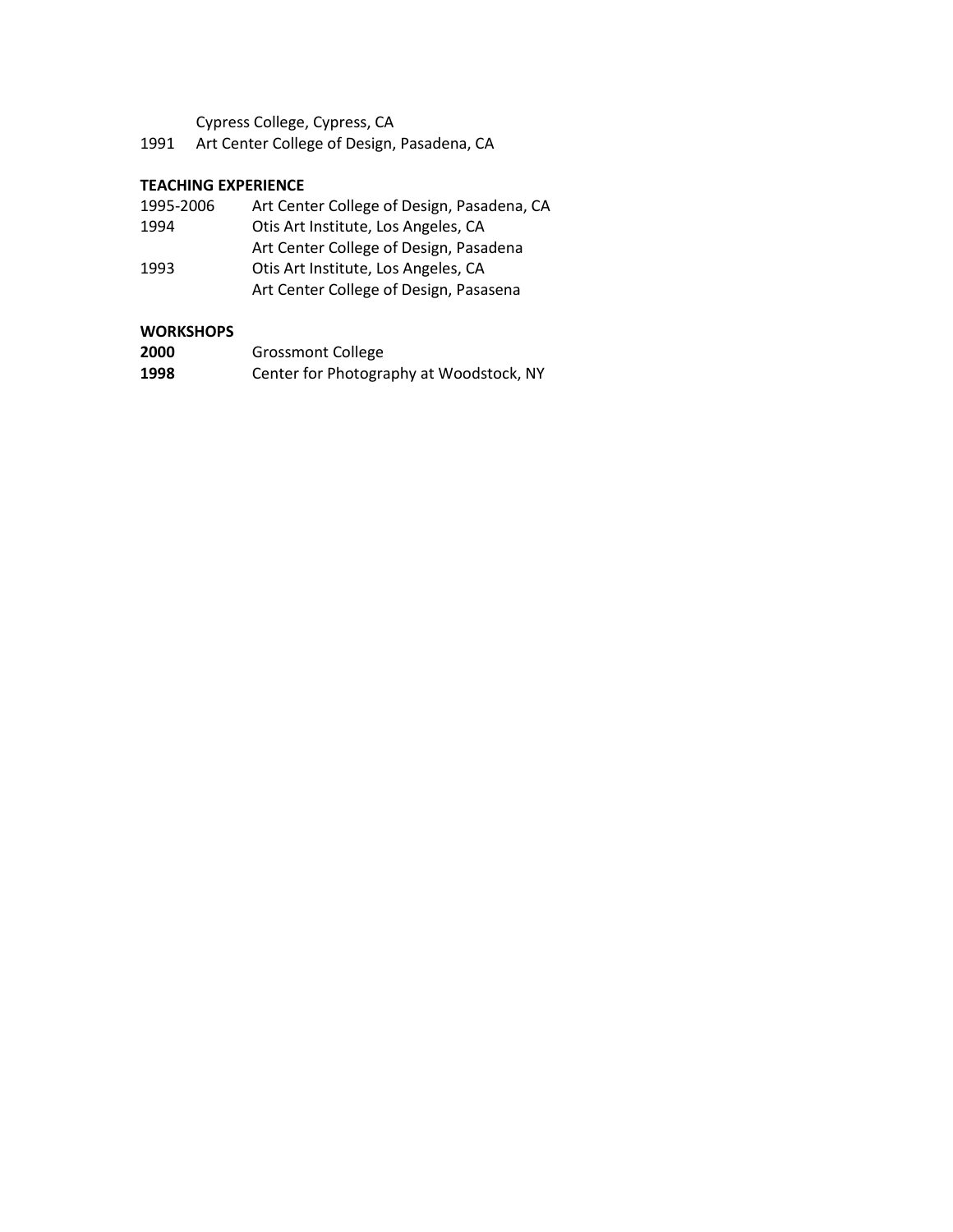Cypress College, Cypress, CA
1991 Art Center College of Design, Pasadena, CA

**TEACHING EXPERIENCE**

1995-2006 Art Center College of Design, Pasadena, CA
1994 Otis Art Institute, Los Angeles, CA
Art Center College of Design, Pasadena
1993 Otis Art Institute, Los Angeles, CA
Art Center College of Design, Pasasena

**WORKSHOPS**

**2000** Grossmont College
**1998** Center for Photography at Woodstock, NY